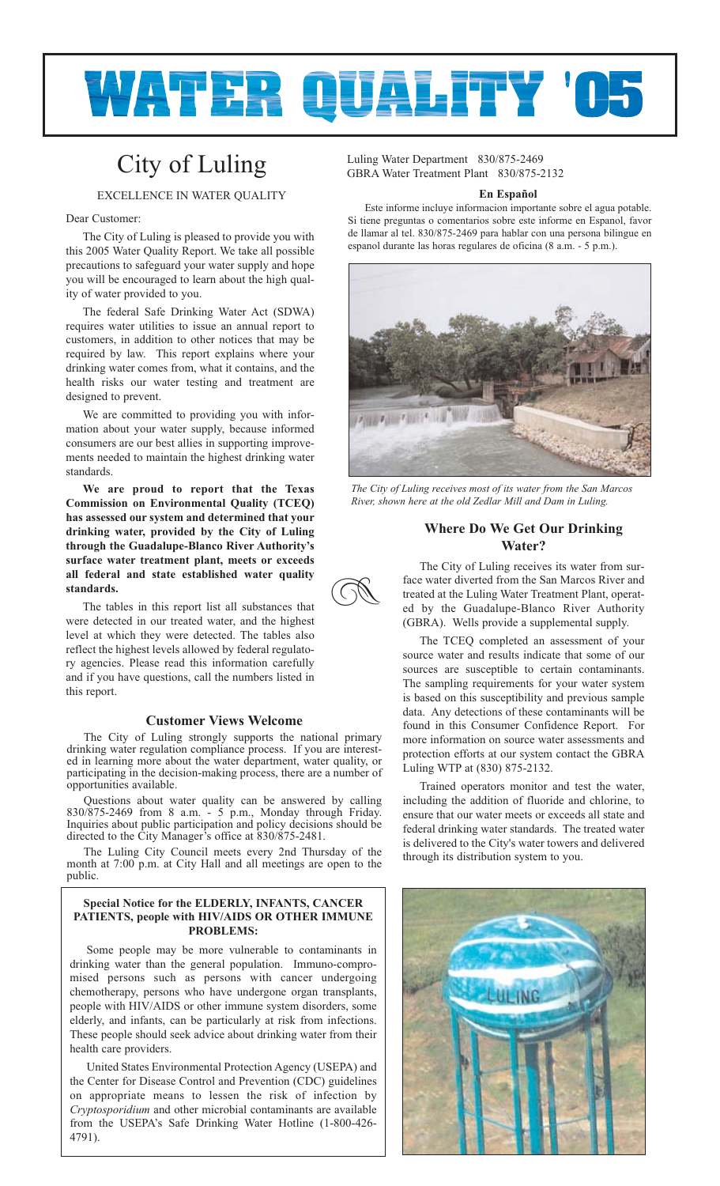# WATER QUALITY '05

# City of Luling

EXCELLENCE IN WATER QUALITY

Dear Customer:

The City of Luling is pleased to provide you with this 2005 Water Quality Report. We take all possible precautions to safeguard your water supply and hope you will be encouraged to learn about the high quality of water provided to you.

The federal Safe Drinking Water Act (SDWA) requires water utilities to issue an annual report to customers, in addition to other notices that may be required by law. This report explains where your drinking water comes from, what it contains, and the health risks our water testing and treatment are designed to prevent.

We are committed to providing you with information about your water supply, because informed consumers are our best allies in supporting improvements needed to maintain the highest drinking water standards.

**We are proud to report that the Texas Commission on Environmental Quality (TCEQ) has assessed our system and determined that your drinking water, provided by the City of Luling through the Guadalupe-Blanco River Authority's surface water treatment plant, meets or exceeds all federal and state established water quality standards.**

The tables in this report list all substances that were detected in our treated water, and the highest level at which they were detected. The tables also reflect the highest levels allowed by federal regulatory agencies. Please read this information carefully and if you have questions, call the numbers listed in this report.

### Customer Views Welcome

The City of Luling strongly supports the national primary drinking water regulation compliance process. If you are interested in learning more about the water department, water quality, or participating in the decision-making process, there are a number of opportunities available.

Questions about water quality can be answered by calling 830/875-2469 from 8 a.m. - 5 p.m., Monday through Friday. Inquiries about public participation and policy decisions should be directed to the City Manager's office at 830/875-2481.

The Luling City Council meets every 2nd Thursday of the month at 7:00 p.m. at City Hall and all meetings are open to the public.

**Special Notice for the ELDERLY, INFANTS, CANCER PATIENTS, people with HIV/AIDS OR OTHER IMMUNE PROBLEMS:**

Some people may be more vulnerable to contaminants in drinking water than the general population. Immuno-compromised persons such as persons with cancer undergoing chemotherapy, persons who have undergone organ transplants, people with HIV/AIDS or other immune system disorders, some elderly, and infants, can be particularly at risk from infections. These people should seek advice about drinking water from their health care providers.

United States Environmental Protection Agency (USEPA) and the Center for Disease Control and Prevention (CDC) guidelines on appropriate means to lessen the risk of infection by *Cryptosporidium* and other microbial contaminants are available from the USEPA's Safe Drinking Water Hotline (1-800-426-4791).

Luling Water Department 830/875-2469
GBRA Water Treatment Plant 830/875-2132

**En Español**

Este informe incluye informacion importante sobre el agua potable. Si tiene preguntas o comentarios sobre este informe en Espanol, favor de llamar al tel. 830/875-2469 para hablar con una persona bilingue en espanol durante las horas regulares de oficina (8 a.m. - 5 p.m.).

*The City of Luling receives most of its water from the San Marcos River, shown here at the old Zedlar Mill and Dam in Luling.*

### Where Do We Get Our Drinking Water?

The City of Luling receives its water from surface water diverted from the San Marcos River and treated at the Luling Water Treatment Plant, operated by the Guadalupe-Blanco River Authority (GBRA). Wells provide a supplemental supply.

The TCEQ completed an assessment of your source water and results indicate that some of our sources are susceptible to certain contaminants. The sampling requirements for your water system is based on this susceptibility and previous sample data. Any detections of these contaminants will be found in this Consumer Confidence Report. For more information on source water assessments and protection efforts at our system contact the GBRA Luling WTP at (830) 875-2132.

Trained operators monitor and test the water, including the addition of fluoride and chlorine, to ensure that our water meets or exceeds all state and federal drinking water standards. The treated water is delivered to the City's water towers and delivered through its distribution system to you.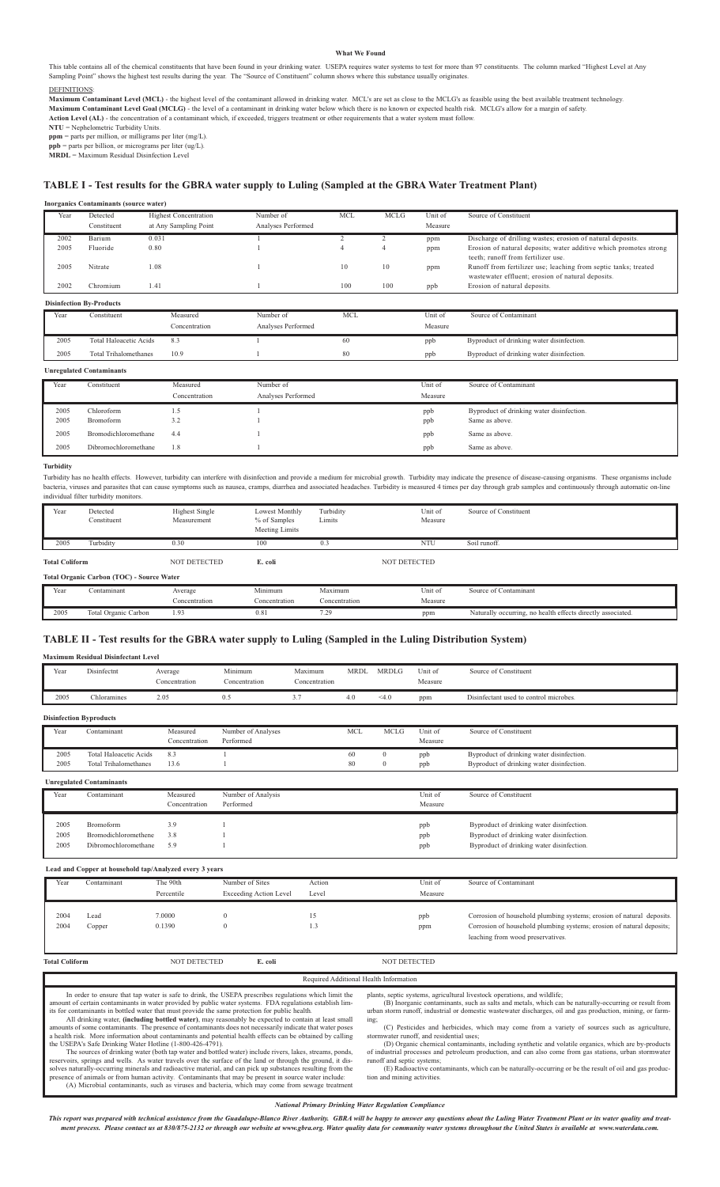**What We Found**

This table contains all of the chemical constituents that have been found in your drinking water. USEPA requires water systems to test for more than 97 constituents. The column marked "Highest Level at Any Sampling Point" shows the highest test results during the year. The "Source of Constituent" column shows where this substance usually originates.

DEFINITIONS:

**Maximum Contaminant Level (MCL)** - the highest level of the contaminant allowed in drinking water. MCL's are set as close to the MCLG's as feasible using the best available treatment technology.

**Maximum Contaminant Level Goal (MCLG)** - the level of a contaminant in drinking water below which there is no known or expected health risk. MCLG's allow for a margin of safety.

**Action Level (AL)** - the concentration of a contaminant which, if exceeded, triggers treatment or other requirements that a water system must follow.

**NTU** = Nephelometric Turbidity Units.

**ppm** = parts per million, or milligrams per liter (mg/L).

**ppb** = parts per billion, or micrograms per liter (ug/L).

**MRDL** = Maximum Residual Disinfection Level

## TABLE I - Test results for the GBRA water supply to Luling (Sampled at the GBRA Water Treatment Plant)

**Inorganics Contaminants (source water)**

| Year | Detected Constituent | Highest Concentration at Any Sampling Point | Number of Analyses Performed | MCL | MCLG | Unit of Measure | Source of Constituent |
|---|---|---|---|---|---|---|---|
| 2002 | Barium | 0.031 | 1 | 2 | 2 | ppm | Discharge of drilling wastes; erosion of natural deposits. |
| 2005 | Fluoride | 0.80 | 1 | 4 | 4 | ppm | Erosion of natural deposits; water additive which promotes strong teeth; runoff from fertilizer use. |
| 2005 | Nitrate | 1.08 | 1 | 10 | 10 | ppm | Runoff from fertilizer use; leaching from septic tanks; treated wastewater effluent; erosion of natural deposits. |
| 2002 | Chromium | 1.41 | 1 | 100 | 100 | ppb | Erosion of natural deposits. |

**Disinfection By-Products**

| Year | Constituent | Measured Concentration | Number of Analyses Performed | MCL | Unit of Measure | Source of Contaminant |
|---|---|---|---|---|---|---|
| 2005 | Total Haloacetic Acids | 8.3 | 1 | 60 | ppb | Byproduct of drinking water disinfection. |
| 2005 | Total Trihalomethanes | 10.9 | 1 | 80 | ppb | Byproduct of drinking water disinfection. |

**Unregulated Contaminants**

| Year | Constituent | Measured Concentration | Number of Analyses Performed | Unit of Measure | Source of Contaminant |
|---|---|---|---|---|---|
| 2005 | Chloroform | 1.5 | 1 | ppb | Byproduct of drinking water disinfection. |
| 2005 | Bromoform | 3.2 | 1 | ppb | Same as above. |
| 2005 | Bromodichloromethane | 4.4 | 1 | ppb | Same as above. |
| 2005 | Dibromochloromethane | 1.8 | 1 | ppb | Same as above. |

**Turbidity**

Turbidity has no health effects. However, turbidity can interfere with disinfection and provide a medium for microbial growth. Turbidity may indicate the presence of disease-causing organisms. These organisms include bacteria, viruses and parasites that can cause symptoms such as nausea, cramps, diarrhea and associated headaches. Turbidity is measured 4 times per day through grab samples and continuously through automatic on-line individual filter turbidity monitors.

| Year | Detected Constituent | Highest Single Measurement | Lowest Monthly % of Samples Meeting Limits | Turbidity Limits | Unit of Measure | Source of Constituent |
|---|---|---|---|---|---|---|
| 2005 | Turbidity | 0.30 | 100 | 0.3 | NTU | Soil runoff. |

**Total Coliform** NOT DETECTED **E. coli** NOT DETECTED

**Total Organic Carbon (TOC) - Source Water**

| Year | Contaminant | Average Concentration | Minimum Concentration | Maximum Concentration | Unit of Measure | Source of Contaminant |
|---|---|---|---|---|---|---|
| 2005 | Total Organic Carbon | 1.93 | 0.81 | 7.29 | ppm | Naturally occurring, no health effects directly associated. |

## TABLE II - Test results for the GBRA water supply to Luling (Sampled in the Luling Distribution System)

**Maximum Residual Disinfectant Level**

| Year | Disinfectnt | Average Concentration | Minimum Concentration | Maximum Concentration | MRDL | MRDLG | Unit of Measure | Source of Constituent |
|---|---|---|---|---|---|---|---|---|
| 2005 | Chloramines | 2.05 | 0.5 | 3.7 | 4.0 | <4.0 | ppm | Disinfectant used to control microbes. |

**Disinfection Byproducts**

| Year | Contaminant | Measured Concentration | Number of Analyses Performed | MCL | MCLG | Unit of Measure | Source of Constituent |
|---|---|---|---|---|---|---|---|
| 2005 | Total Haloacetic Acids | 8.3 | 1 | 60 | 0 | ppb | Byproduct of drinking water disinfection. |
| 2005 | Total Trihalomethanes | 13.6 | 1 | 80 | 0 | ppb | Byproduct of drinking water disinfection. |

**Unregulated Contaminants**

| Year | Contaminant | Measured Concentration | Number of Analysis Performed | Unit of Measure | Source of Constituent |
|---|---|---|---|---|---|
| 2005 | Bromoform | 3.9 | 1 | ppb | Byproduct of drinking water disinfection. |
| 2005 | Bromodichloromethene | 3.8 | 1 | ppb | Byproduct of drinking water disinfection. |
| 2005 | Dibromochloromethane | 5.9 | 1 | ppb | Byproduct of drinking water disinfection. |

**Lead and Copper at household tap/Analyzed every 3 years**

| Year | Contaminant | The 90th Percentile | Number of Sites Exceeding Action Level | Action Level | Unit of Measure | Source of Contaminant |
|---|---|---|---|---|---|---|
| 2004 | Lead | 7.0000 | 0 | 15 | ppb | Corrosion of household plumbing systems; erosion of natural deposits. |
| 2004 | Copper | 0.1390 | 0 | 1.3 | ppm | Corrosion of household plumbing systems; erosion of natural deposits; leaching from wood preservatives. |

**Total Coliform** NOT DETECTED **E. coli** NOT DETECTED

**Required Additional Health Information**

In order to ensure that tap water is safe to drink, the USEPA prescribes regulations which limit the amount of certain contaminants in water provided by public water systems. FDA regulations establish limits for contaminants in bottled water that must provide the same protection for public health.

All drinking water, **(including bottled water)**, may reasonably be expected to contain at least small amounts of some contaminants. The presence of contaminants does not necessarily indicate that water poses a health risk. More information about contaminants and potential health effects can be obtained by calling the USEPA's Safe Drinking Water Hotline (1-800-426-4791).

The sources of drinking water (both tap water and bottled water) include rivers, lakes, streams, ponds, reservoirs, springs and wells. As water travels over the surface of the land or through the ground, it dissolves naturally-occurring minerals and radioactive material, and can pick up substances resulting from the presence of animals or from human activity. Contaminants that may be present in source water include:

(A) Microbial contaminants, such as viruses and bacteria, which may come from sewage treatment plants, septic systems, agricultural livestock operations, and wildlife;

(B) Inorganic contaminants, such as salts and metals, which can be naturally-occurring or result from urban storm runoff, industrial or domestic wastewater discharges, oil and gas production, mining, or farming;

(C) Pesticides and herbicides, which may come from a variety of sources such as agriculture, stormwater runoff, and residential uses;

(D) Organic chemical contaminants, including synthetic and volatile organics, which are by-products of industrial processes and petroleum production, and can also come from gas stations, urban stormwater runoff and septic systems;

(E) Radioactive contaminants, which can be naturally-occurring or be the result of oil and gas production and mining activities.

***National Primary Drinking Water Regulation Compliance***

***This report was prepared with technical assistance from the Guadalupe-Blanco River Authority. GBRA will be happy to answer any questions about the Luling Water Treatment Plant or its water quality and treatment process. Please contact us at 830/875-2132 or through our website at www.gbra.org. Water quality data for community water systems throughout the United States is available at www.waterdata.com.***